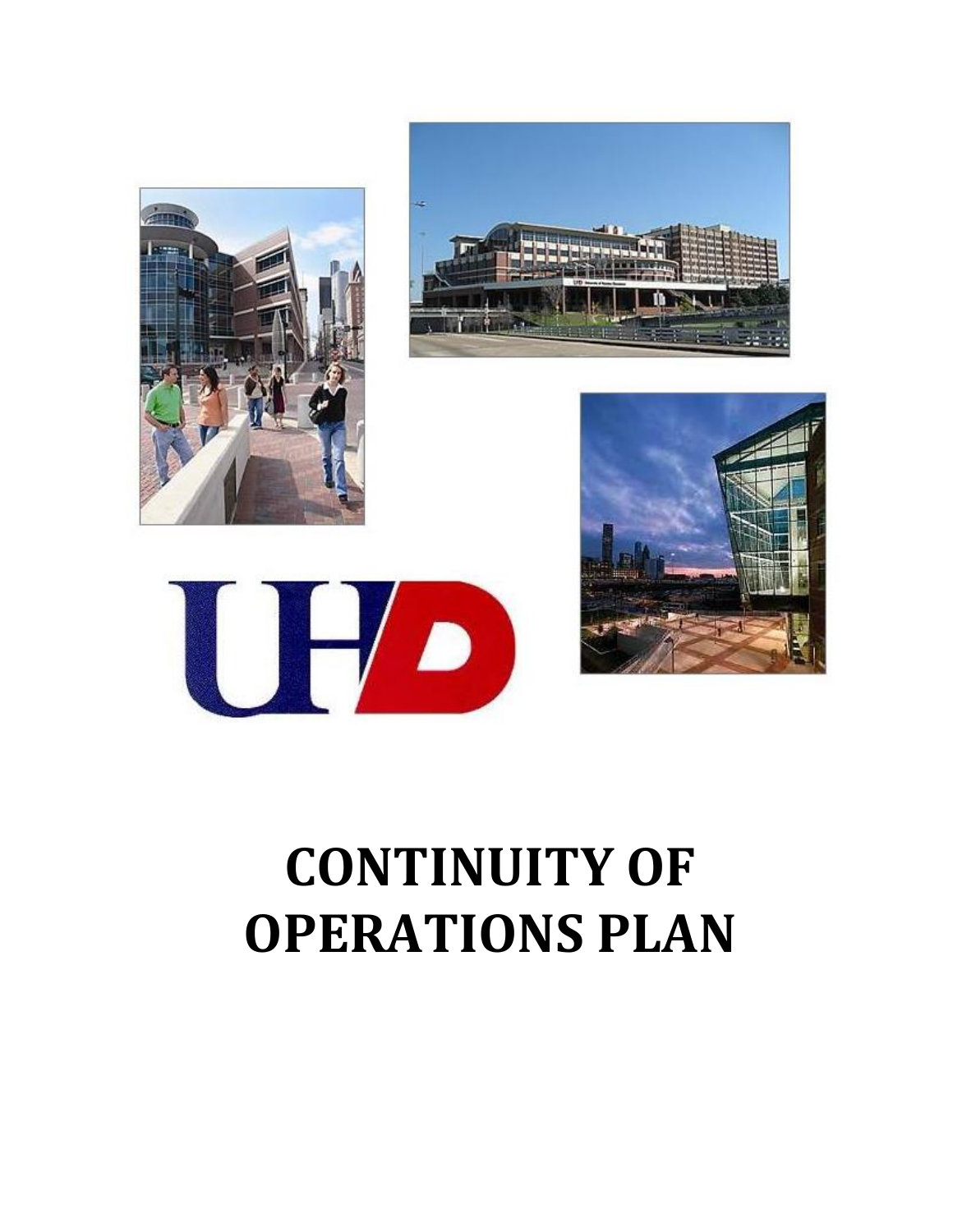# CONTINUITY OF OPERATIONS PLAN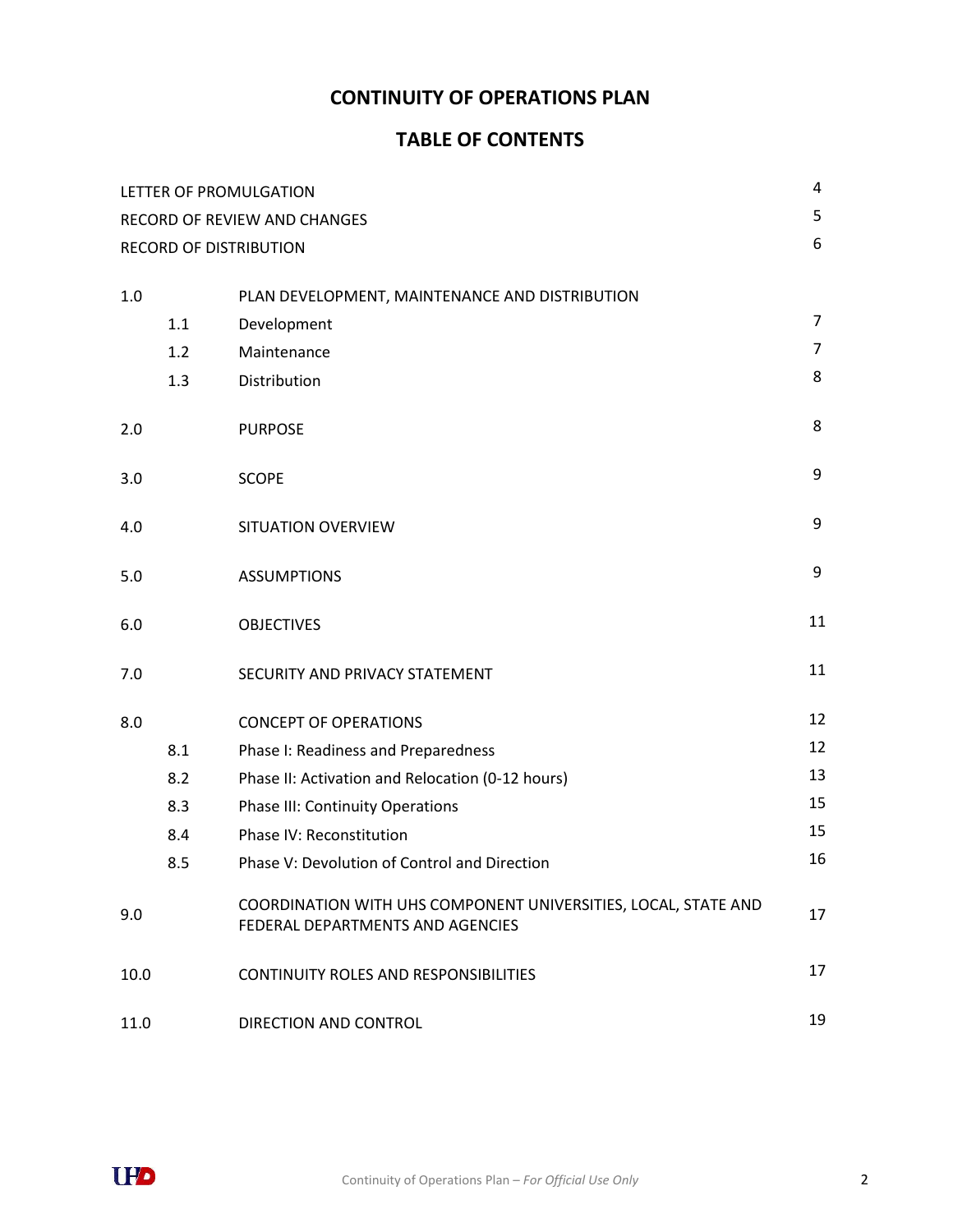# CONTINUITY OF OPERATIONS PLAN

## TABLE OF CONTENTS

| | | | |
|---|---|---|---|
| LETTER OF PROMULGATION | | | 4 |
| RECORD OF REVIEW AND CHANGES | | | 5 |
| RECORD OF DISTRIBUTION | | | 6 |
| 1.0 | | PLAN DEVELOPMENT, MAINTENANCE AND DISTRIBUTION | |
| | 1.1 | Development | 7 |
| | 1.2 | Maintenance | 7 |
| | 1.3 | Distribution | 8 |
| 2.0 | | PURPOSE | 8 |
| 3.0 | | SCOPE | 9 |
| 4.0 | | SITUATION OVERVIEW | 9 |
| 5.0 | | ASSUMPTIONS | 9 |
| 6.0 | | OBJECTIVES | 11 |
| 7.0 | | SECURITY AND PRIVACY STATEMENT | 11 |
| 8.0 | | CONCEPT OF OPERATIONS | 12 |
| | 8.1 | Phase I: Readiness and Preparedness | 12 |
| | 8.2 | Phase II: Activation and Relocation (0-12 hours) | 13 |
| | 8.3 | Phase III: Continuity Operations | 15 |
| | 8.4 | Phase IV: Reconstitution | 15 |
| | 8.5 | Phase V: Devolution of Control and Direction | 16 |
| 9.0 | | COORDINATION WITH UHS COMPONENT UNIVERSITIES, LOCAL, STATE AND FEDERAL DEPARTMENTS AND AGENCIES | 17 |
| 10.0 | | CONTINUITY ROLES AND RESPONSIBILITIES | 17 |
| 11.0 | | DIRECTION AND CONTROL | 19 |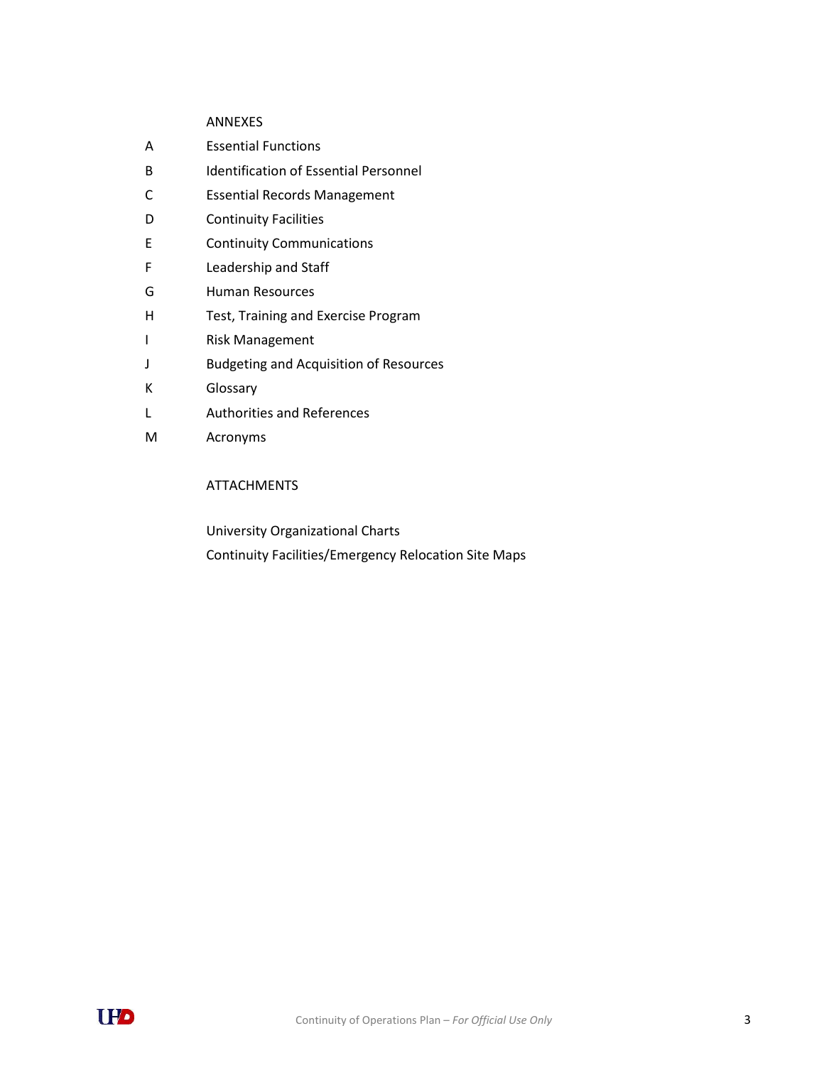ANNEXES

| | |
|---|---|
| A | Essential Functions |
| B | Identification of Essential Personnel |
| C | Essential Records Management |
| D | Continuity Facilities |
| E | Continuity Communications |
| F | Leadership and Staff |
| G | Human Resources |
| H | Test, Training and Exercise Program |
| I | Risk Management |
| J | Budgeting and Acquisition of Resources |
| K | Glossary |
| L | Authorities and References |
| M | Acronyms |

ATTACHMENTS

University Organizational Charts

Continuity Facilities/Emergency Relocation Site Maps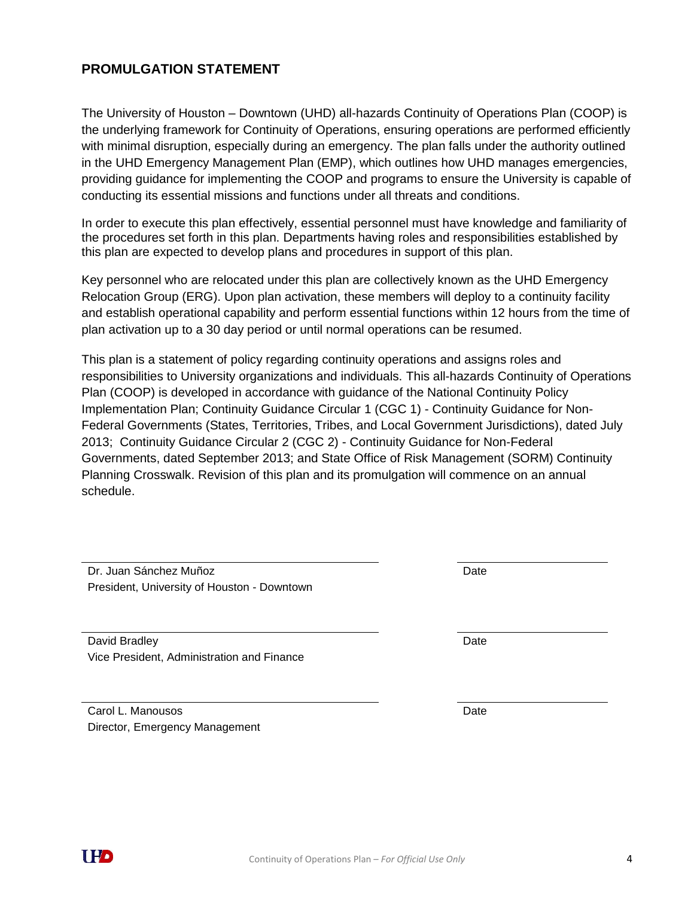## PROMULGATION STATEMENT

The University of Houston – Downtown (UHD) all-hazards Continuity of Operations Plan (COOP) is the underlying framework for Continuity of Operations, ensuring operations are performed efficiently with minimal disruption, especially during an emergency. The plan falls under the authority outlined in the UHD Emergency Management Plan (EMP), which outlines how UHD manages emergencies, providing guidance for implementing the COOP and programs to ensure the University is capable of conducting its essential missions and functions under all threats and conditions.

In order to execute this plan effectively, essential personnel must have knowledge and familiarity of the procedures set forth in this plan. Departments having roles and responsibilities established by this plan are expected to develop plans and procedures in support of this plan.

Key personnel who are relocated under this plan are collectively known as the UHD Emergency Relocation Group (ERG). Upon plan activation, these members will deploy to a continuity facility and establish operational capability and perform essential functions within 12 hours from the time of plan activation up to a 30 day period or until normal operations can be resumed.

This plan is a statement of policy regarding continuity operations and assigns roles and responsibilities to University organizations and individuals. This all-hazards Continuity of Operations Plan (COOP) is developed in accordance with guidance of the National Continuity Policy Implementation Plan; Continuity Guidance Circular 1 (CGC 1) - Continuity Guidance for Non-Federal Governments (States, Territories, Tribes, and Local Government Jurisdictions), dated July 2013; Continuity Guidance Circular 2 (CGC 2) - Continuity Guidance for Non-Federal Governments, dated September 2013; and State Office of Risk Management (SORM) Continuity Planning Crosswalk. Revision of this plan and its promulgation will commence on an annual schedule.

| | |
|---|---|
| Dr. Juan Sánchez Muñoz<br>President, University of Houston - Downtown | Date |
| David Bradley<br>Vice President, Administration and Finance | Date |
| Carol L. Manousos<br>Director, Emergency Management | Date |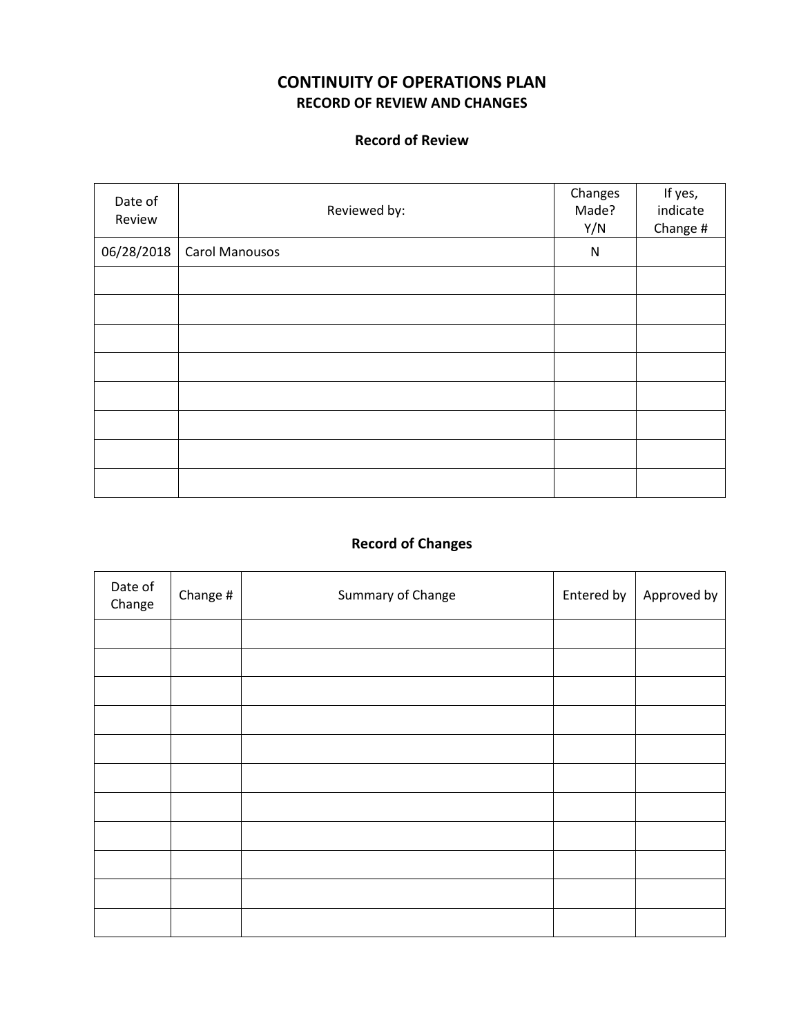# CONTINUITY OF OPERATIONS PLAN

## RECORD OF REVIEW AND CHANGES

### Record of Review

| Date of Review | Reviewed by: | Changes Made? Y/N | If yes, indicate Change # |
|---|---|---|---|
| 06/28/2018 | Carol Manousos | N | |
| | | | |
| | | | |
| | | | |
| | | | |
| | | | |
| | | | |
| | | | |
| | | | |

### Record of Changes

| Date of Change | Change # | Summary of Change | Entered by | Approved by |
|---|---|---|---|---|
| | | | | |
| | | | | |
| | | | | |
| | | | | |
| | | | | |
| | | | | |
| | | | | |
| | | | | |
| | | | | |
| | | | | |
| | | | | |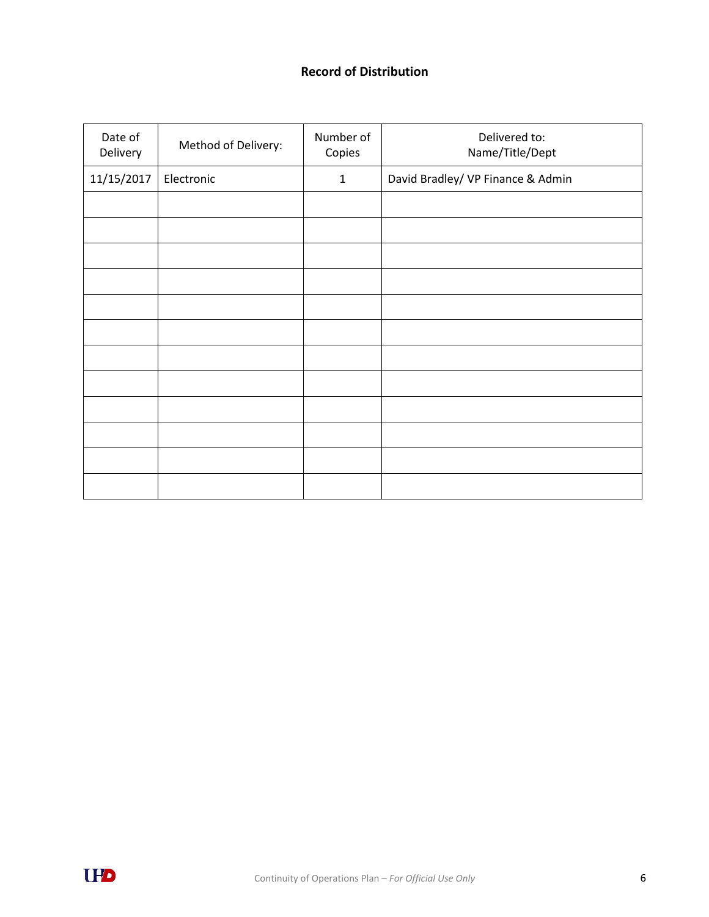**Record of Distribution**

| Date of Delivery | Method of Delivery: | Number of Copies | Delivered to: Name/Title/Dept |
|---|---|---|---|
| 11/15/2017 | Electronic | 1 | David Bradley/ VP Finance & Admin |
| | | | |
| | | | |
| | | | |
| | | | |
| | | | |
| | | | |
| | | | |
| | | | |
| | | | |
| | | | |
| | | | |
| | | | |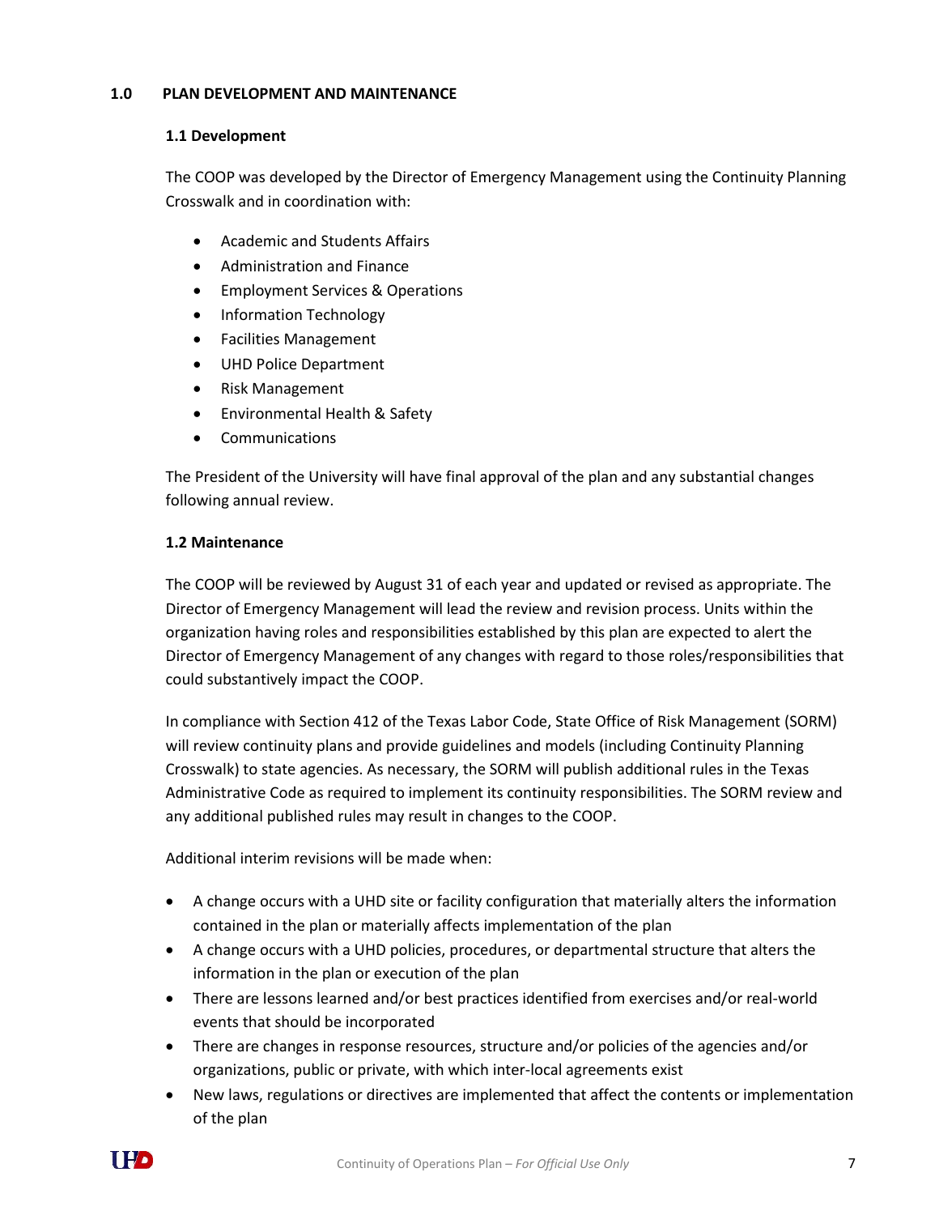# 1.0 PLAN DEVELOPMENT AND MAINTENANCE

## 1.1 Development

The COOP was developed by the Director of Emergency Management using the Continuity Planning Crosswalk and in coordination with:

- Academic and Students Affairs
- Administration and Finance
- Employment Services & Operations
- Information Technology
- Facilities Management
- UHD Police Department
- Risk Management
- Environmental Health & Safety
- Communications

The President of the University will have final approval of the plan and any substantial changes following annual review.

## 1.2 Maintenance

The COOP will be reviewed by August 31 of each year and updated or revised as appropriate. The Director of Emergency Management will lead the review and revision process. Units within the organization having roles and responsibilities established by this plan are expected to alert the Director of Emergency Management of any changes with regard to those roles/responsibilities that could substantively impact the COOP.

In compliance with Section 412 of the Texas Labor Code, State Office of Risk Management (SORM) will review continuity plans and provide guidelines and models (including Continuity Planning Crosswalk) to state agencies. As necessary, the SORM will publish additional rules in the Texas Administrative Code as required to implement its continuity responsibilities. The SORM review and any additional published rules may result in changes to the COOP.

Additional interim revisions will be made when:

- A change occurs with a UHD site or facility configuration that materially alters the information contained in the plan or materially affects implementation of the plan
- A change occurs with a UHD policies, procedures, or departmental structure that alters the information in the plan or execution of the plan
- There are lessons learned and/or best practices identified from exercises and/or real-world events that should be incorporated
- There are changes in response resources, structure and/or policies of the agencies and/or organizations, public or private, with which inter-local agreements exist
- New laws, regulations or directives are implemented that affect the contents or implementation of the plan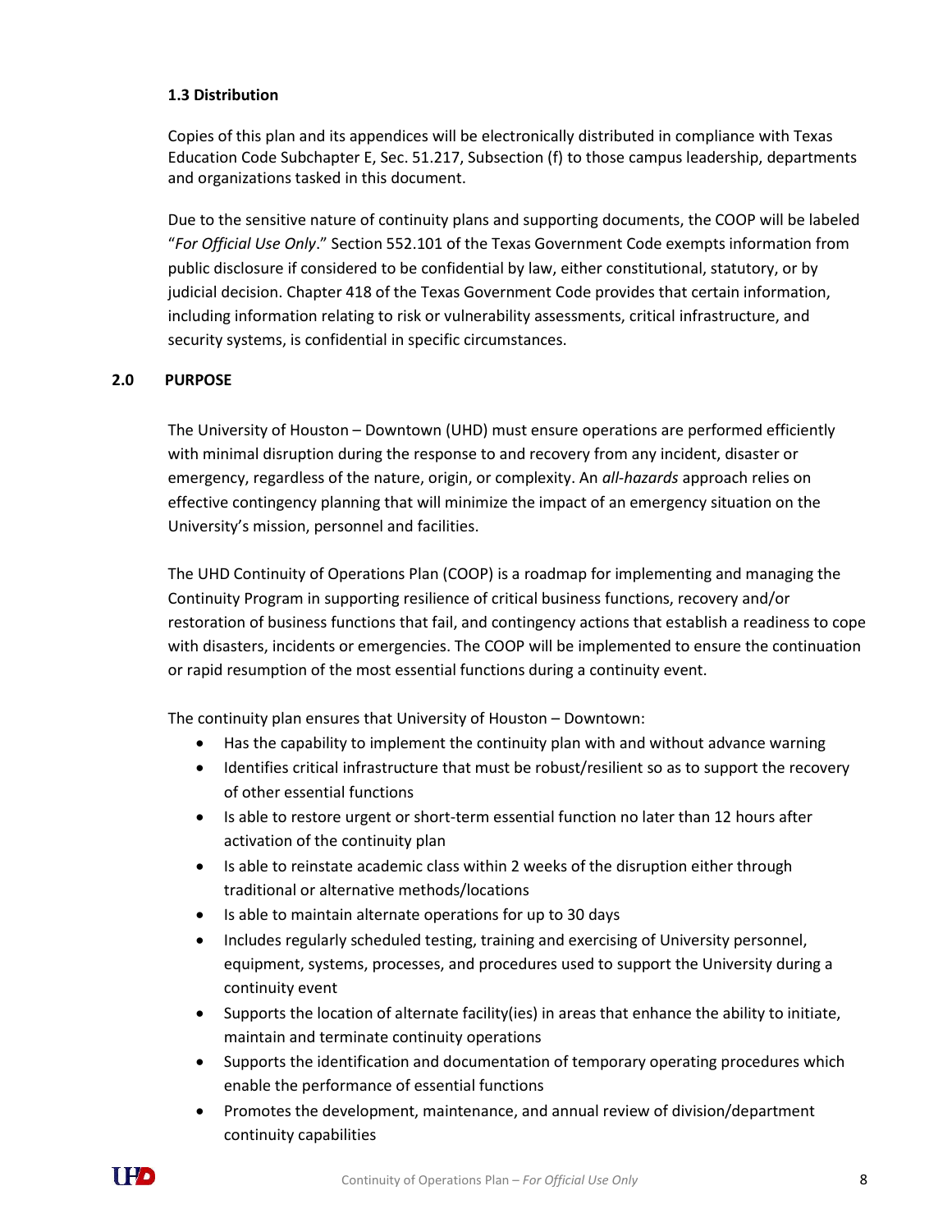### 1.3 Distribution

Copies of this plan and its appendices will be electronically distributed in compliance with Texas Education Code Subchapter E, Sec. 51.217, Subsection (f) to those campus leadership, departments and organizations tasked in this document.

Due to the sensitive nature of continuity plans and supporting documents, the COOP will be labeled "*For Official Use Only*." Section 552.101 of the Texas Government Code exempts information from public disclosure if considered to be confidential by law, either constitutional, statutory, or by judicial decision. Chapter 418 of the Texas Government Code provides that certain information, including information relating to risk or vulnerability assessments, critical infrastructure, and security systems, is confidential in specific circumstances.

## 2.0 PURPOSE

The University of Houston – Downtown (UHD) must ensure operations are performed efficiently with minimal disruption during the response to and recovery from any incident, disaster or emergency, regardless of the nature, origin, or complexity. An *all-hazards* approach relies on effective contingency planning that will minimize the impact of an emergency situation on the University's mission, personnel and facilities.

The UHD Continuity of Operations Plan (COOP) is a roadmap for implementing and managing the Continuity Program in supporting resilience of critical business functions, recovery and/or restoration of business functions that fail, and contingency actions that establish a readiness to cope with disasters, incidents or emergencies. The COOP will be implemented to ensure the continuation or rapid resumption of the most essential functions during a continuity event.

The continuity plan ensures that University of Houston – Downtown:

- Has the capability to implement the continuity plan with and without advance warning
- Identifies critical infrastructure that must be robust/resilient so as to support the recovery of other essential functions
- Is able to restore urgent or short-term essential function no later than 12 hours after activation of the continuity plan
- Is able to reinstate academic class within 2 weeks of the disruption either through traditional or alternative methods/locations
- Is able to maintain alternate operations for up to 30 days
- Includes regularly scheduled testing, training and exercising of University personnel, equipment, systems, processes, and procedures used to support the University during a continuity event
- Supports the location of alternate facility(ies) in areas that enhance the ability to initiate, maintain and terminate continuity operations
- Supports the identification and documentation of temporary operating procedures which enable the performance of essential functions
- Promotes the development, maintenance, and annual review of division/department continuity capabilities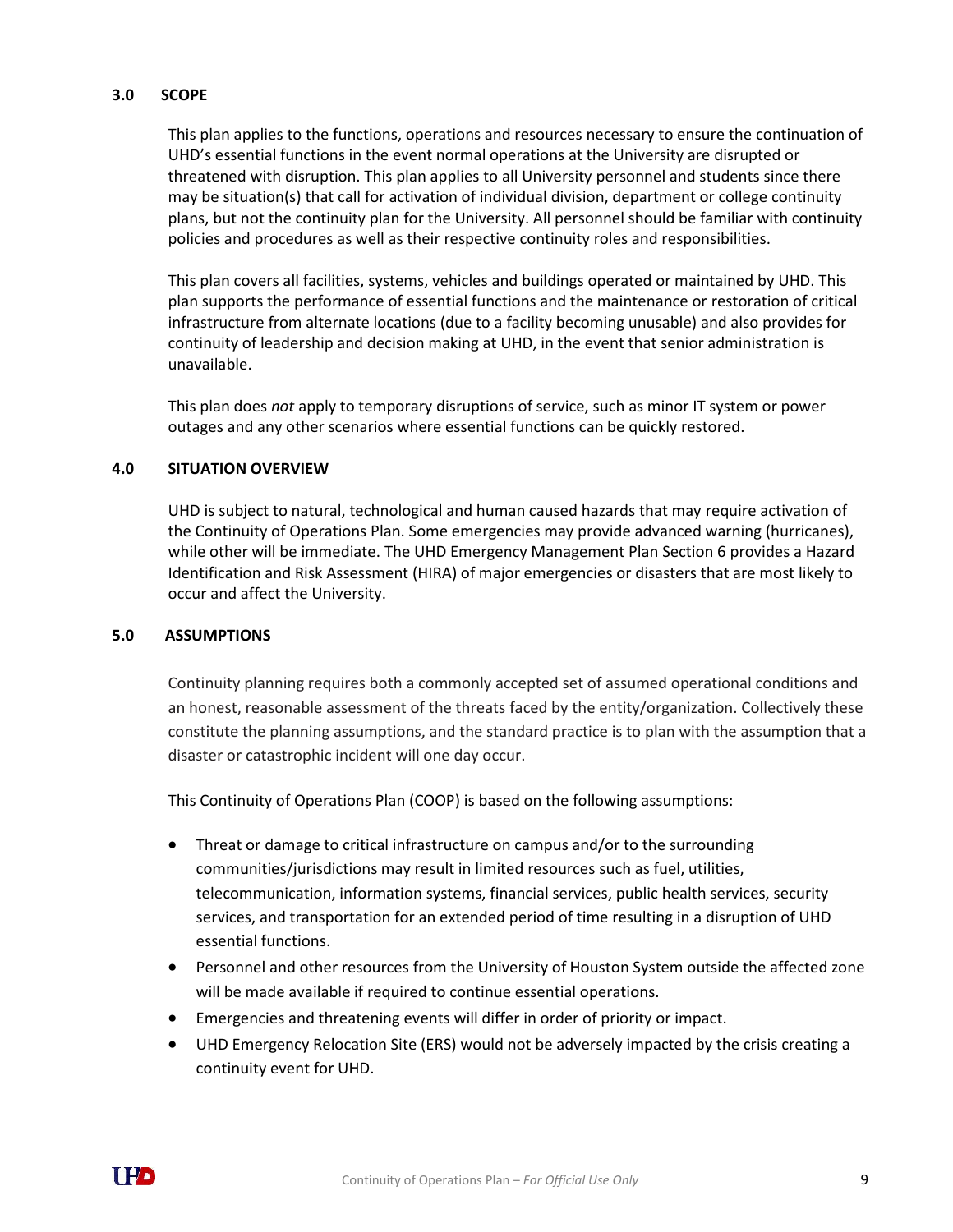## 3.0 SCOPE

This plan applies to the functions, operations and resources necessary to ensure the continuation of UHD's essential functions in the event normal operations at the University are disrupted or threatened with disruption. This plan applies to all University personnel and students since there may be situation(s) that call for activation of individual division, department or college continuity plans, but not the continuity plan for the University. All personnel should be familiar with continuity policies and procedures as well as their respective continuity roles and responsibilities.

This plan covers all facilities, systems, vehicles and buildings operated or maintained by UHD. This plan supports the performance of essential functions and the maintenance or restoration of critical infrastructure from alternate locations (due to a facility becoming unusable) and also provides for continuity of leadership and decision making at UHD, in the event that senior administration is unavailable.

This plan does *not* apply to temporary disruptions of service, such as minor IT system or power outages and any other scenarios where essential functions can be quickly restored.

## 4.0 SITUATION OVERVIEW

UHD is subject to natural, technological and human caused hazards that may require activation of the Continuity of Operations Plan. Some emergencies may provide advanced warning (hurricanes), while other will be immediate. The UHD Emergency Management Plan Section 6 provides a Hazard Identification and Risk Assessment (HIRA) of major emergencies or disasters that are most likely to occur and affect the University.

## 5.0 ASSUMPTIONS

Continuity planning requires both a commonly accepted set of assumed operational conditions and an honest, reasonable assessment of the threats faced by the entity/organization. Collectively these constitute the planning assumptions, and the standard practice is to plan with the assumption that a disaster or catastrophic incident will one day occur.

This Continuity of Operations Plan (COOP) is based on the following assumptions:

- Threat or damage to critical infrastructure on campus and/or to the surrounding communities/jurisdictions may result in limited resources such as fuel, utilities, telecommunication, information systems, financial services, public health services, security services, and transportation for an extended period of time resulting in a disruption of UHD essential functions.
- Personnel and other resources from the University of Houston System outside the affected zone will be made available if required to continue essential operations.
- Emergencies and threatening events will differ in order of priority or impact.
- UHD Emergency Relocation Site (ERS) would not be adversely impacted by the crisis creating a continuity event for UHD.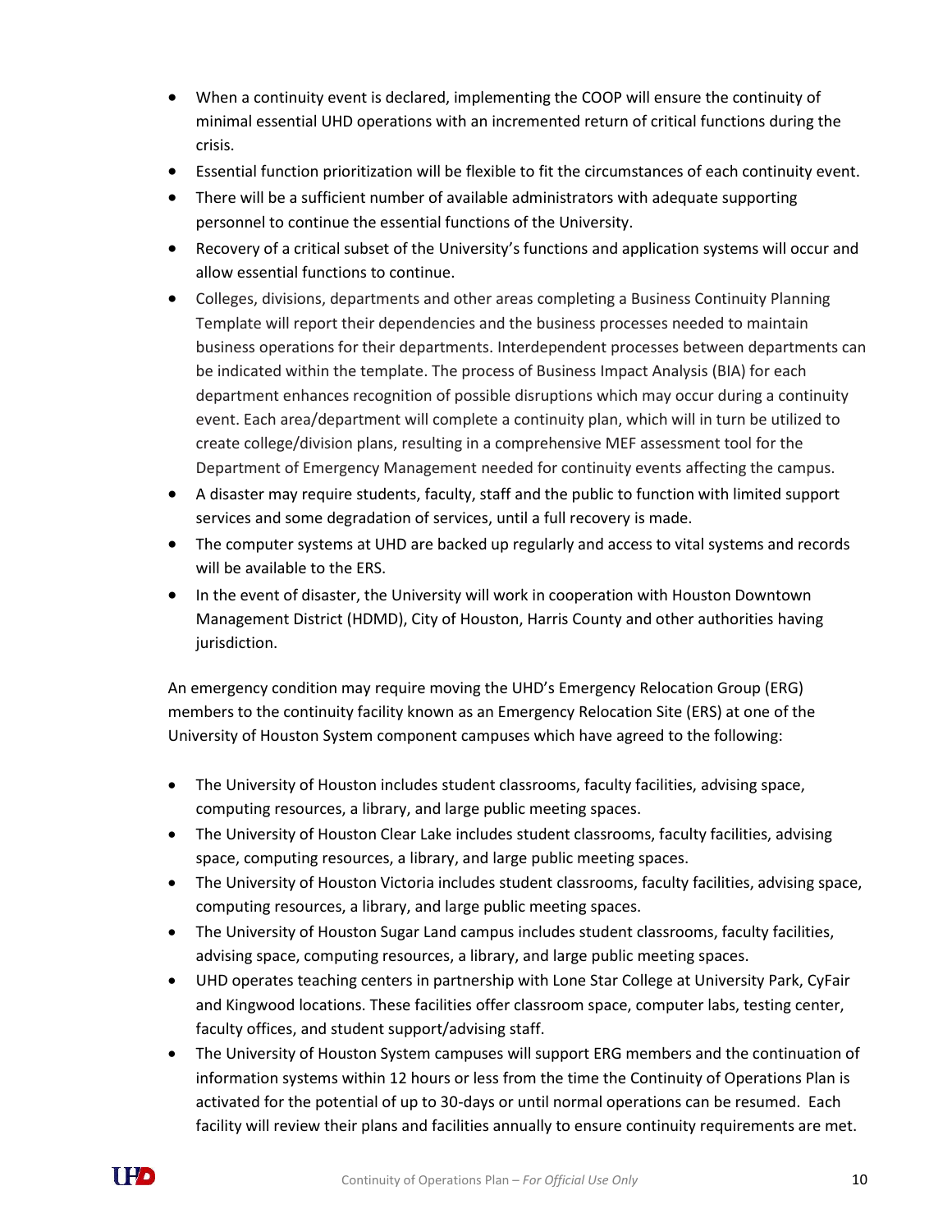- When a continuity event is declared, implementing the COOP will ensure the continuity of minimal essential UHD operations with an incremented return of critical functions during the crisis.
- Essential function prioritization will be flexible to fit the circumstances of each continuity event.
- There will be a sufficient number of available administrators with adequate supporting personnel to continue the essential functions of the University.
- Recovery of a critical subset of the University's functions and application systems will occur and allow essential functions to continue.
- Colleges, divisions, departments and other areas completing a Business Continuity Planning Template will report their dependencies and the business processes needed to maintain business operations for their departments. Interdependent processes between departments can be indicated within the template. The process of Business Impact Analysis (BIA) for each department enhances recognition of possible disruptions which may occur during a continuity event. Each area/department will complete a continuity plan, which will in turn be utilized to create college/division plans, resulting in a comprehensive MEF assessment tool for the Department of Emergency Management needed for continuity events affecting the campus.
- A disaster may require students, faculty, staff and the public to function with limited support services and some degradation of services, until a full recovery is made.
- The computer systems at UHD are backed up regularly and access to vital systems and records will be available to the ERS.
- In the event of disaster, the University will work in cooperation with Houston Downtown Management District (HDMD), City of Houston, Harris County and other authorities having jurisdiction.

An emergency condition may require moving the UHD's Emergency Relocation Group (ERG) members to the continuity facility known as an Emergency Relocation Site (ERS) at one of the University of Houston System component campuses which have agreed to the following:

- The University of Houston includes student classrooms, faculty facilities, advising space, computing resources, a library, and large public meeting spaces.
- The University of Houston Clear Lake includes student classrooms, faculty facilities, advising space, computing resources, a library, and large public meeting spaces.
- The University of Houston Victoria includes student classrooms, faculty facilities, advising space, computing resources, a library, and large public meeting spaces.
- The University of Houston Sugar Land campus includes student classrooms, faculty facilities, advising space, computing resources, a library, and large public meeting spaces.
- UHD operates teaching centers in partnership with Lone Star College at University Park, CyFair and Kingwood locations. These facilities offer classroom space, computer labs, testing center, faculty offices, and student support/advising staff.
- The University of Houston System campuses will support ERG members and the continuation of information systems within 12 hours or less from the time the Continuity of Operations Plan is activated for the potential of up to 30-days or until normal operations can be resumed. Each facility will review their plans and facilities annually to ensure continuity requirements are met.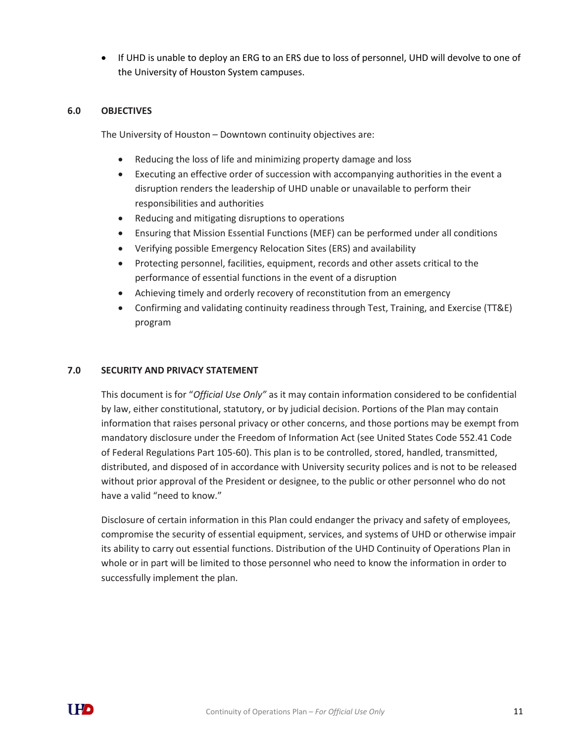- If UHD is unable to deploy an ERG to an ERS due to loss of personnel, UHD will devolve to one of the University of Houston System campuses.

## 6.0 OBJECTIVES

The University of Houston – Downtown continuity objectives are:

- Reducing the loss of life and minimizing property damage and loss
- Executing an effective order of succession with accompanying authorities in the event a disruption renders the leadership of UHD unable or unavailable to perform their responsibilities and authorities
- Reducing and mitigating disruptions to operations
- Ensuring that Mission Essential Functions (MEF) can be performed under all conditions
- Verifying possible Emergency Relocation Sites (ERS) and availability
- Protecting personnel, facilities, equipment, records and other assets critical to the performance of essential functions in the event of a disruption
- Achieving timely and orderly recovery of reconstitution from an emergency
- Confirming and validating continuity readiness through Test, Training, and Exercise (TT&E) program

## 7.0 SECURITY AND PRIVACY STATEMENT

This document is for "*Official Use Only"* as it may contain information considered to be confidential by law, either constitutional, statutory, or by judicial decision. Portions of the Plan may contain information that raises personal privacy or other concerns, and those portions may be exempt from mandatory disclosure under the Freedom of Information Act (see United States Code 552.41 Code of Federal Regulations Part 105-60). This plan is to be controlled, stored, handled, transmitted, distributed, and disposed of in accordance with University security polices and is not to be released without prior approval of the President or designee, to the public or other personnel who do not have a valid "need to know."

Disclosure of certain information in this Plan could endanger the privacy and safety of employees, compromise the security of essential equipment, services, and systems of UHD or otherwise impair its ability to carry out essential functions. Distribution of the UHD Continuity of Operations Plan in whole or in part will be limited to those personnel who need to know the information in order to successfully implement the plan.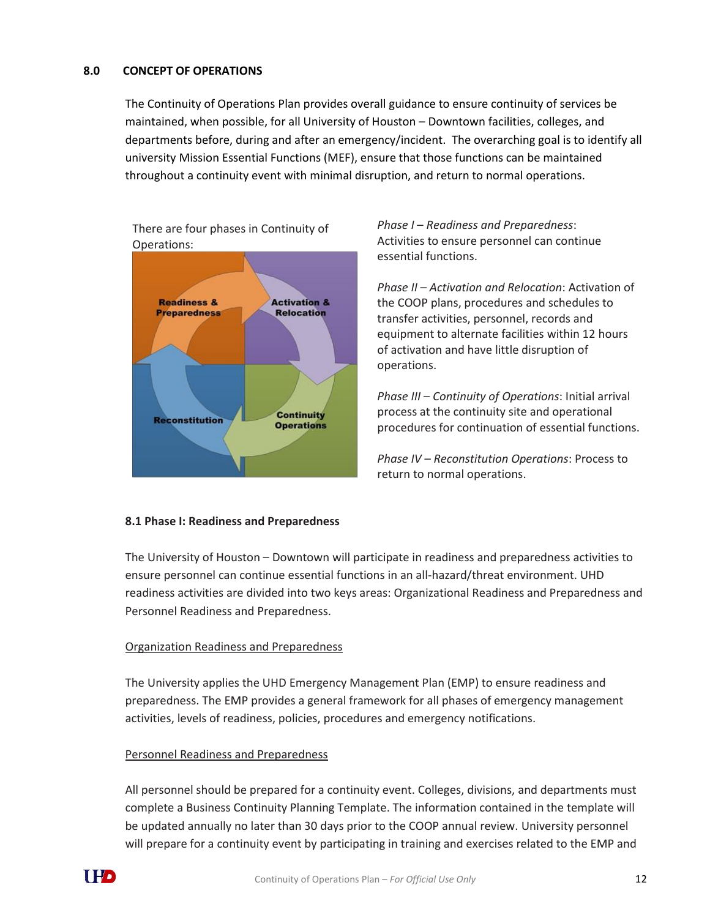## 8.0 CONCEPT OF OPERATIONS

The Continuity of Operations Plan provides overall guidance to ensure continuity of services be maintained, when possible, for all University of Houston – Downtown facilities, colleges, and departments before, during and after an emergency/incident. The overarching goal is to identify all university Mission Essential Functions (MEF), ensure that those functions can be maintained throughout a continuity event with minimal disruption, and return to normal operations.

There are four phases in Continuity of Operations:

*Phase I – Readiness and Preparedness*: Activities to ensure personnel can continue essential functions.

*Phase II – Activation and Relocation*: Activation of the COOP plans, procedures and schedules to transfer activities, personnel, records and equipment to alternate facilities within 12 hours of activation and have little disruption of operations.

*Phase III – Continuity of Operations*: Initial arrival process at the continuity site and operational procedures for continuation of essential functions.

*Phase IV – Reconstitution Operations*: Process to return to normal operations.

### 8.1 Phase I: Readiness and Preparedness

The University of Houston – Downtown will participate in readiness and preparedness activities to ensure personnel can continue essential functions in an all-hazard/threat environment. UHD readiness activities are divided into two keys areas: Organizational Readiness and Preparedness and Personnel Readiness and Preparedness.

Organization Readiness and Preparedness

The University applies the UHD Emergency Management Plan (EMP) to ensure readiness and preparedness. The EMP provides a general framework for all phases of emergency management activities, levels of readiness, policies, procedures and emergency notifications.

Personnel Readiness and Preparedness

All personnel should be prepared for a continuity event. Colleges, divisions, and departments must complete a Business Continuity Planning Template. The information contained in the template will be updated annually no later than 30 days prior to the COOP annual review. University personnel will prepare for a continuity event by participating in training and exercises related to the EMP and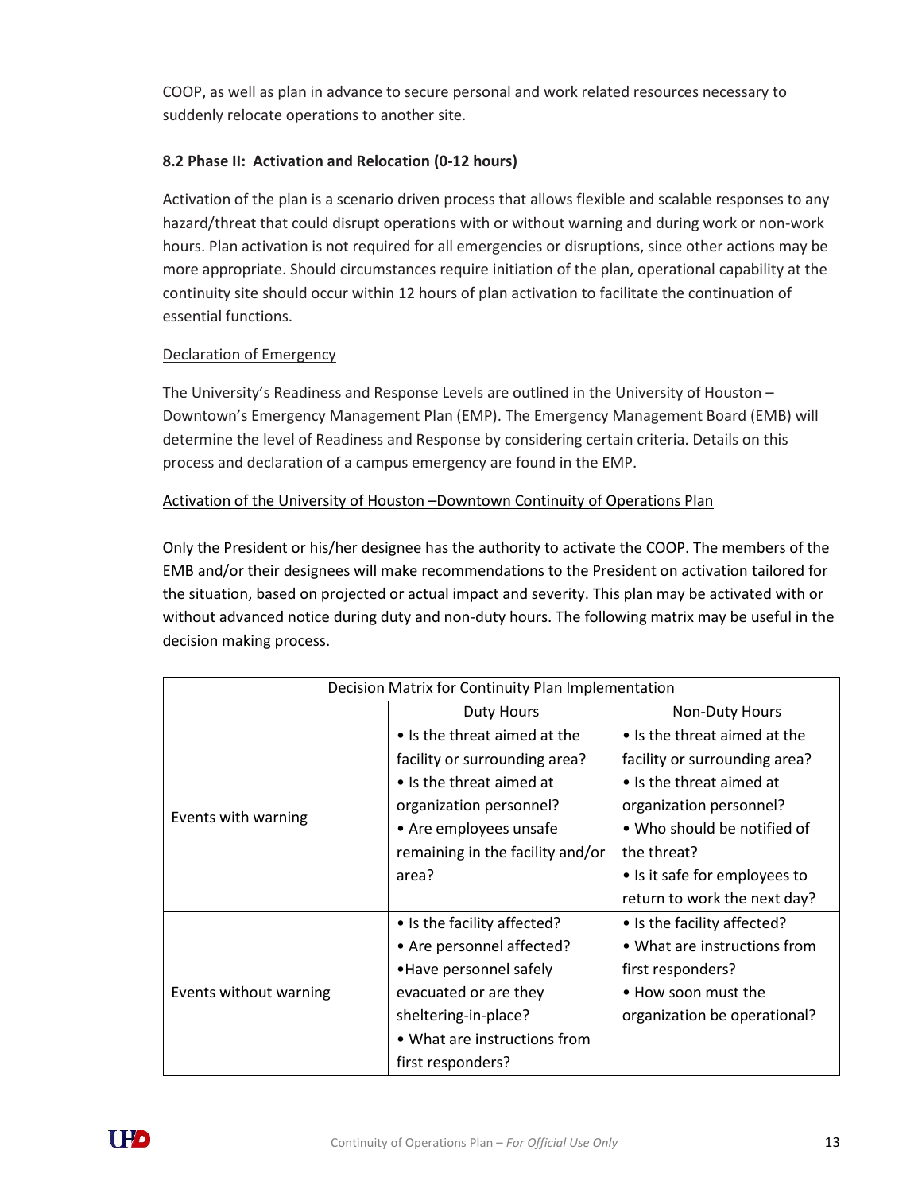COOP, as well as plan in advance to secure personal and work related resources necessary to suddenly relocate operations to another site.

### 8.2 Phase II: Activation and Relocation (0-12 hours)

Activation of the plan is a scenario driven process that allows flexible and scalable responses to any hazard/threat that could disrupt operations with or without warning and during work or non-work hours. Plan activation is not required for all emergencies or disruptions, since other actions may be more appropriate. Should circumstances require initiation of the plan, operational capability at the continuity site should occur within 12 hours of plan activation to facilitate the continuation of essential functions.

<u>Declaration of Emergency</u>

The University's Readiness and Response Levels are outlined in the University of Houston – Downtown's Emergency Management Plan (EMP). The Emergency Management Board (EMB) will determine the level of Readiness and Response by considering certain criteria. Details on this process and declaration of a campus emergency are found in the EMP.

<u>Activation of the University of Houston –Downtown Continuity of Operations Plan</u>

Only the President or his/her designee has the authority to activate the COOP. The members of the EMB and/or their designees will make recommendations to the President on activation tailored for the situation, based on projected or actual impact and severity. This plan may be activated with or without advanced notice during duty and non-duty hours. The following matrix may be useful in the decision making process.

| Decision Matrix for Continuity Plan Implementation | | |
|---|---|---|
| | Duty Hours | Non-Duty Hours |
| Events with warning | • Is the threat aimed at the facility or surrounding area?<br>• Is the threat aimed at organization personnel?<br>• Are employees unsafe remaining in the facility and/or area? | • Is the threat aimed at the facility or surrounding area?<br>• Is the threat aimed at organization personnel?<br>• Who should be notified of the threat?<br>• Is it safe for employees to return to work the next day? |
| Events without warning | • Is the facility affected?<br>• Are personnel affected?<br>•Have personnel safely evacuated or are they sheltering-in-place?<br>• What are instructions from first responders? | • Is the facility affected?<br>• What are instructions from first responders?<br>• How soon must the organization be operational? |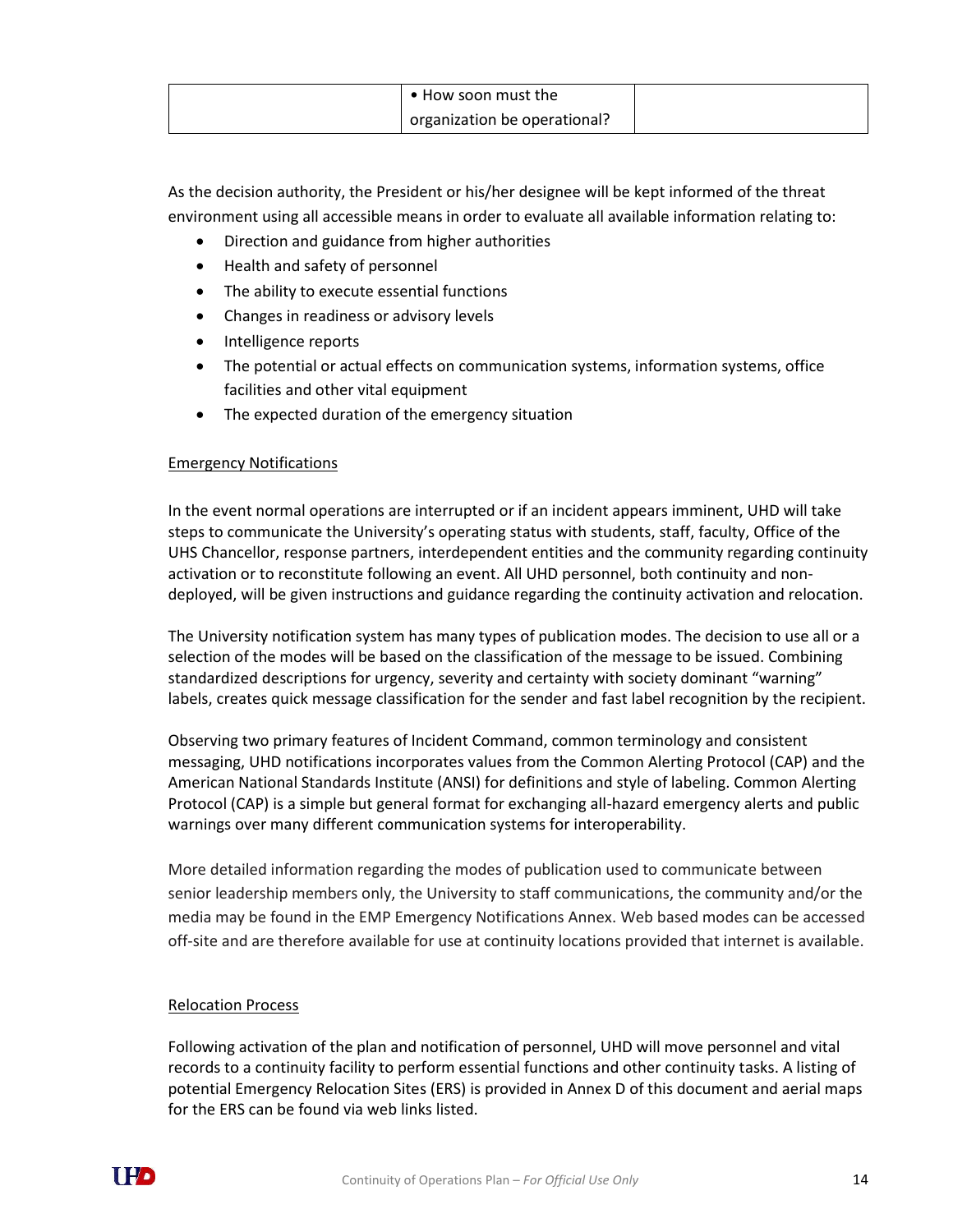|  | • How soon must the organization be operational? |  |
|---|---|---|

As the decision authority, the President or his/her designee will be kept informed of the threat environment using all accessible means in order to evaluate all available information relating to:

- Direction and guidance from higher authorities
- Health and safety of personnel
- The ability to execute essential functions
- Changes in readiness or advisory levels
- Intelligence reports
- The potential or actual effects on communication systems, information systems, office facilities and other vital equipment
- The expected duration of the emergency situation

<u>Emergency Notifications</u>

In the event normal operations are interrupted or if an incident appears imminent, UHD will take steps to communicate the University's operating status with students, staff, faculty, Office of the UHS Chancellor, response partners, interdependent entities and the community regarding continuity activation or to reconstitute following an event. All UHD personnel, both continuity and non-deployed, will be given instructions and guidance regarding the continuity activation and relocation.

The University notification system has many types of publication modes. The decision to use all or a selection of the modes will be based on the classification of the message to be issued. Combining standardized descriptions for urgency, severity and certainty with society dominant "warning" labels, creates quick message classification for the sender and fast label recognition by the recipient.

Observing two primary features of Incident Command, common terminology and consistent messaging, UHD notifications incorporates values from the Common Alerting Protocol (CAP) and the American National Standards Institute (ANSI) for definitions and style of labeling. Common Alerting Protocol (CAP) is a simple but general format for exchanging all-hazard emergency alerts and public warnings over many different communication systems for interoperability.

More detailed information regarding the modes of publication used to communicate between senior leadership members only, the University to staff communications, the community and/or the media may be found in the EMP Emergency Notifications Annex. Web based modes can be accessed off-site and are therefore available for use at continuity locations provided that internet is available.

<u>Relocation Process</u>

Following activation of the plan and notification of personnel, UHD will move personnel and vital records to a continuity facility to perform essential functions and other continuity tasks. A listing of potential Emergency Relocation Sites (ERS) is provided in Annex D of this document and aerial maps for the ERS can be found via web links listed.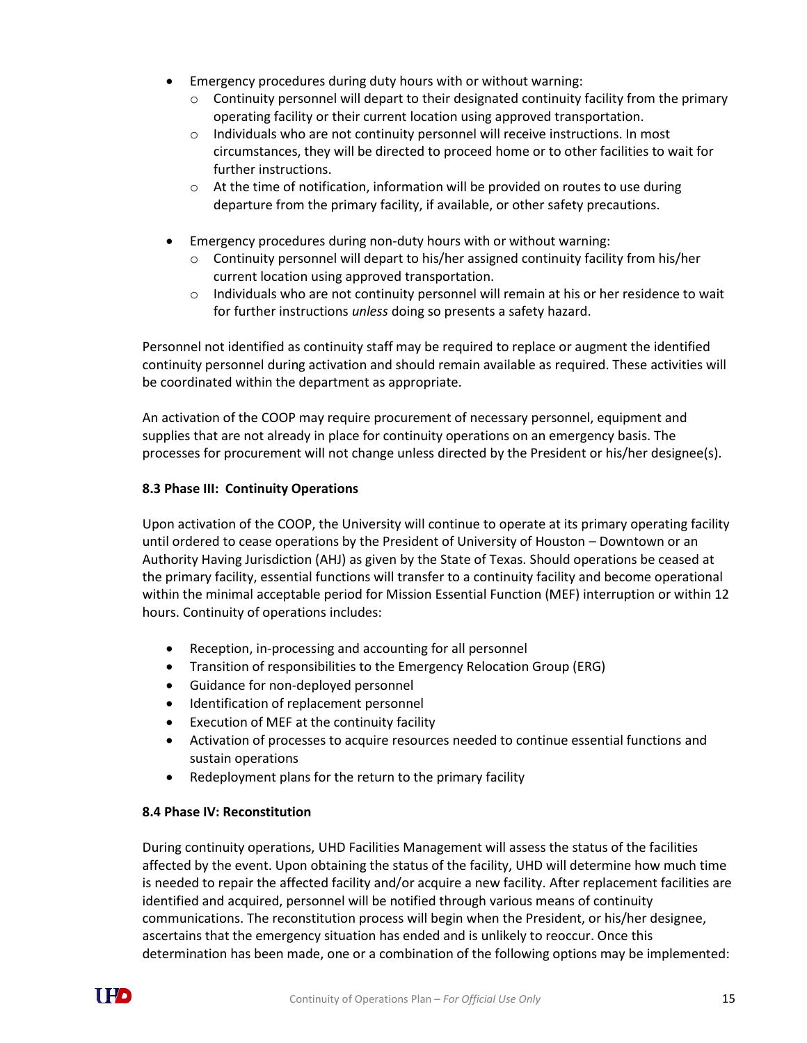- Emergency procedures during duty hours with or without warning:
  - Continuity personnel will depart to their designated continuity facility from the primary operating facility or their current location using approved transportation.
  - Individuals who are not continuity personnel will receive instructions. In most circumstances, they will be directed to proceed home or to other facilities to wait for further instructions.
  - At the time of notification, information will be provided on routes to use during departure from the primary facility, if available, or other safety precautions.

- Emergency procedures during non-duty hours with or without warning:
  - Continuity personnel will depart to his/her assigned continuity facility from his/her current location using approved transportation.
  - Individuals who are not continuity personnel will remain at his or her residence to wait for further instructions *unless* doing so presents a safety hazard.

Personnel not identified as continuity staff may be required to replace or augment the identified continuity personnel during activation and should remain available as required. These activities will be coordinated within the department as appropriate.

An activation of the COOP may require procurement of necessary personnel, equipment and supplies that are not already in place for continuity operations on an emergency basis. The processes for procurement will not change unless directed by the President or his/her designee(s).

### 8.3 Phase III: Continuity Operations

Upon activation of the COOP, the University will continue to operate at its primary operating facility until ordered to cease operations by the President of University of Houston – Downtown or an Authority Having Jurisdiction (AHJ) as given by the State of Texas. Should operations be ceased at the primary facility, essential functions will transfer to a continuity facility and become operational within the minimal acceptable period for Mission Essential Function (MEF) interruption or within 12 hours. Continuity of operations includes:

- Reception, in-processing and accounting for all personnel
- Transition of responsibilities to the Emergency Relocation Group (ERG)
- Guidance for non-deployed personnel
- Identification of replacement personnel
- Execution of MEF at the continuity facility
- Activation of processes to acquire resources needed to continue essential functions and sustain operations
- Redeployment plans for the return to the primary facility

### 8.4 Phase IV: Reconstitution

During continuity operations, UHD Facilities Management will assess the status of the facilities affected by the event. Upon obtaining the status of the facility, UHD will determine how much time is needed to repair the affected facility and/or acquire a new facility. After replacement facilities are identified and acquired, personnel will be notified through various means of continuity communications. The reconstitution process will begin when the President, or his/her designee, ascertains that the emergency situation has ended and is unlikely to reoccur. Once this determination has been made, one or a combination of the following options may be implemented: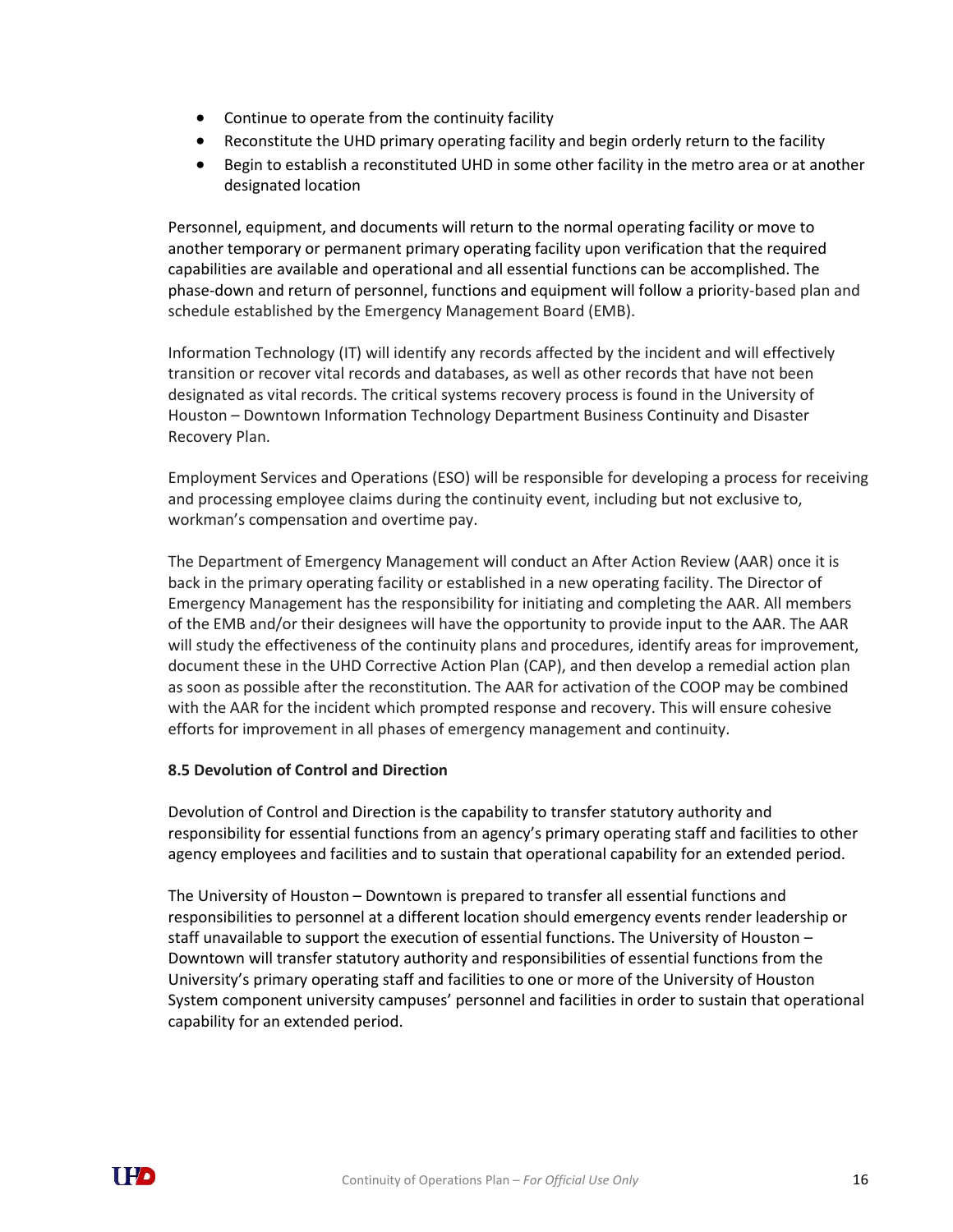- Continue to operate from the continuity facility
- Reconstitute the UHD primary operating facility and begin orderly return to the facility
- Begin to establish a reconstituted UHD in some other facility in the metro area or at another designated location

Personnel, equipment, and documents will return to the normal operating facility or move to another temporary or permanent primary operating facility upon verification that the required capabilities are available and operational and all essential functions can be accomplished. The phase-down and return of personnel, functions and equipment will follow a priority-based plan and schedule established by the Emergency Management Board (EMB).

Information Technology (IT) will identify any records affected by the incident and will effectively transition or recover vital records and databases, as well as other records that have not been designated as vital records. The critical systems recovery process is found in the University of Houston – Downtown Information Technology Department Business Continuity and Disaster Recovery Plan.

Employment Services and Operations (ESO) will be responsible for developing a process for receiving and processing employee claims during the continuity event, including but not exclusive to, workman's compensation and overtime pay.

The Department of Emergency Management will conduct an After Action Review (AAR) once it is back in the primary operating facility or established in a new operating facility. The Director of Emergency Management has the responsibility for initiating and completing the AAR. All members of the EMB and/or their designees will have the opportunity to provide input to the AAR. The AAR will study the effectiveness of the continuity plans and procedures, identify areas for improvement, document these in the UHD Corrective Action Plan (CAP), and then develop a remedial action plan as soon as possible after the reconstitution. The AAR for activation of the COOP may be combined with the AAR for the incident which prompted response and recovery. This will ensure cohesive efforts for improvement in all phases of emergency management and continuity.

### 8.5 Devolution of Control and Direction

Devolution of Control and Direction is the capability to transfer statutory authority and responsibility for essential functions from an agency's primary operating staff and facilities to other agency employees and facilities and to sustain that operational capability for an extended period.

The University of Houston – Downtown is prepared to transfer all essential functions and responsibilities to personnel at a different location should emergency events render leadership or staff unavailable to support the execution of essential functions. The University of Houston – Downtown will transfer statutory authority and responsibilities of essential functions from the University's primary operating staff and facilities to one or more of the University of Houston System component university campuses' personnel and facilities in order to sustain that operational capability for an extended period.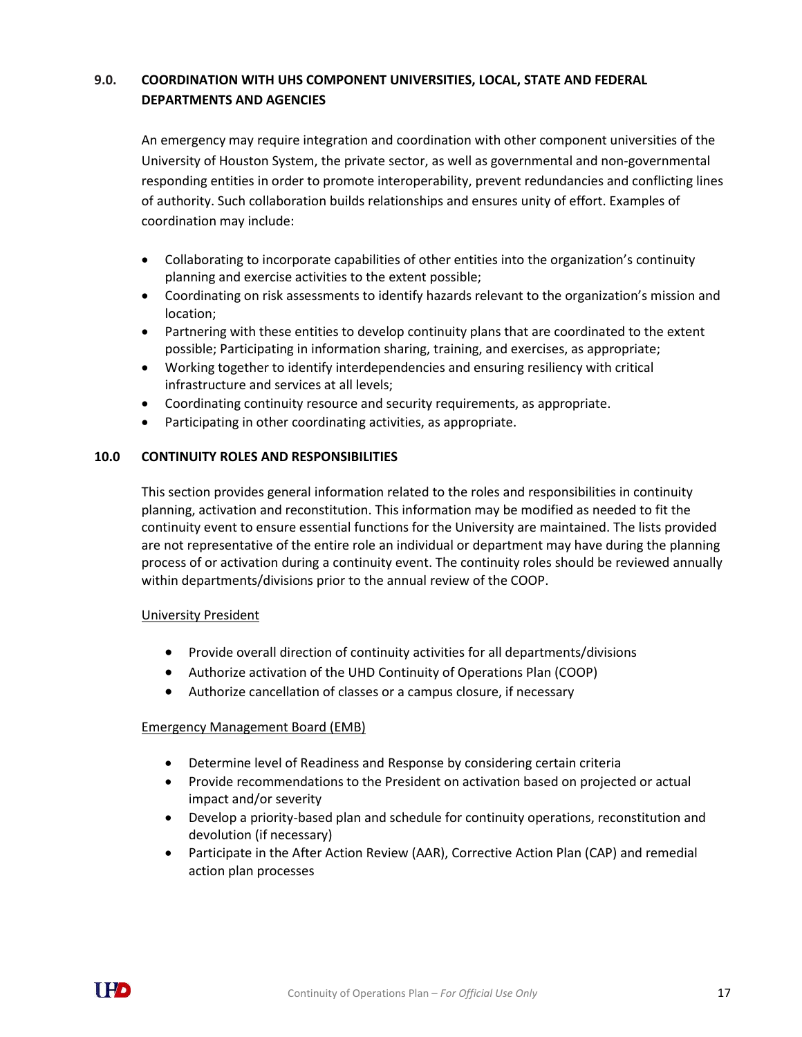## 9.0. COORDINATION WITH UHS COMPONENT UNIVERSITIES, LOCAL, STATE AND FEDERAL DEPARTMENTS AND AGENCIES

An emergency may require integration and coordination with other component universities of the University of Houston System, the private sector, as well as governmental and non-governmental responding entities in order to promote interoperability, prevent redundancies and conflicting lines of authority. Such collaboration builds relationships and ensures unity of effort. Examples of coordination may include:

- Collaborating to incorporate capabilities of other entities into the organization's continuity planning and exercise activities to the extent possible;
- Coordinating on risk assessments to identify hazards relevant to the organization's mission and location;
- Partnering with these entities to develop continuity plans that are coordinated to the extent possible; Participating in information sharing, training, and exercises, as appropriate;
- Working together to identify interdependencies and ensuring resiliency with critical infrastructure and services at all levels;
- Coordinating continuity resource and security requirements, as appropriate.
- Participating in other coordinating activities, as appropriate.

## 10.0 CONTINUITY ROLES AND RESPONSIBILITIES

This section provides general information related to the roles and responsibilities in continuity planning, activation and reconstitution. This information may be modified as needed to fit the continuity event to ensure essential functions for the University are maintained. The lists provided are not representative of the entire role an individual or department may have during the planning process of or activation during a continuity event. The continuity roles should be reviewed annually within departments/divisions prior to the annual review of the COOP.

University President

- Provide overall direction of continuity activities for all departments/divisions
- Authorize activation of the UHD Continuity of Operations Plan (COOP)
- Authorize cancellation of classes or a campus closure, if necessary

Emergency Management Board (EMB)

- Determine level of Readiness and Response by considering certain criteria
- Provide recommendations to the President on activation based on projected or actual impact and/or severity
- Develop a priority-based plan and schedule for continuity operations, reconstitution and devolution (if necessary)
- Participate in the After Action Review (AAR), Corrective Action Plan (CAP) and remedial action plan processes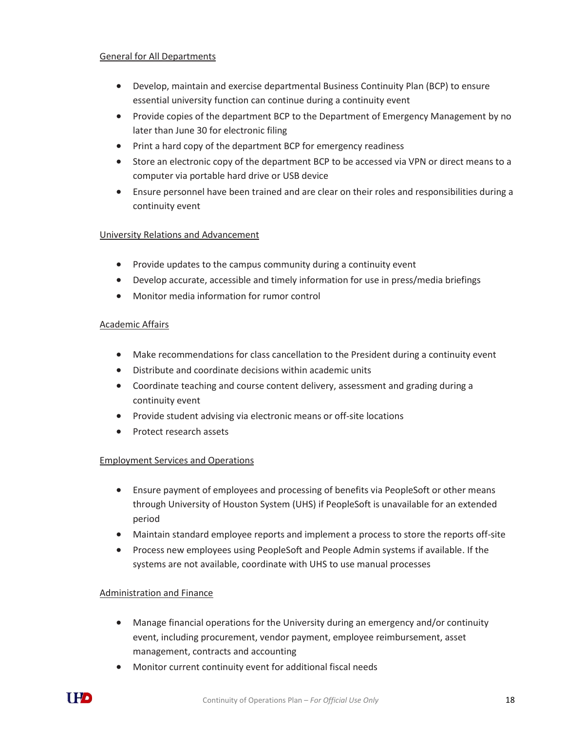General for All Departments

- Develop, maintain and exercise departmental Business Continuity Plan (BCP) to ensure essential university function can continue during a continuity event
- Provide copies of the department BCP to the Department of Emergency Management by no later than June 30 for electronic filing
- Print a hard copy of the department BCP for emergency readiness
- Store an electronic copy of the department BCP to be accessed via VPN or direct means to a computer via portable hard drive or USB device
- Ensure personnel have been trained and are clear on their roles and responsibilities during a continuity event

University Relations and Advancement

- Provide updates to the campus community during a continuity event
- Develop accurate, accessible and timely information for use in press/media briefings
- Monitor media information for rumor control

Academic Affairs

- Make recommendations for class cancellation to the President during a continuity event
- Distribute and coordinate decisions within academic units
- Coordinate teaching and course content delivery, assessment and grading during a continuity event
- Provide student advising via electronic means or off-site locations
- Protect research assets

Employment Services and Operations

- Ensure payment of employees and processing of benefits via PeopleSoft or other means through University of Houston System (UHS) if PeopleSoft is unavailable for an extended period
- Maintain standard employee reports and implement a process to store the reports off-site
- Process new employees using PeopleSoft and People Admin systems if available. If the systems are not available, coordinate with UHS to use manual processes

Administration and Finance

- Manage financial operations for the University during an emergency and/or continuity event, including procurement, vendor payment, employee reimbursement, asset management, contracts and accounting
- Monitor current continuity event for additional fiscal needs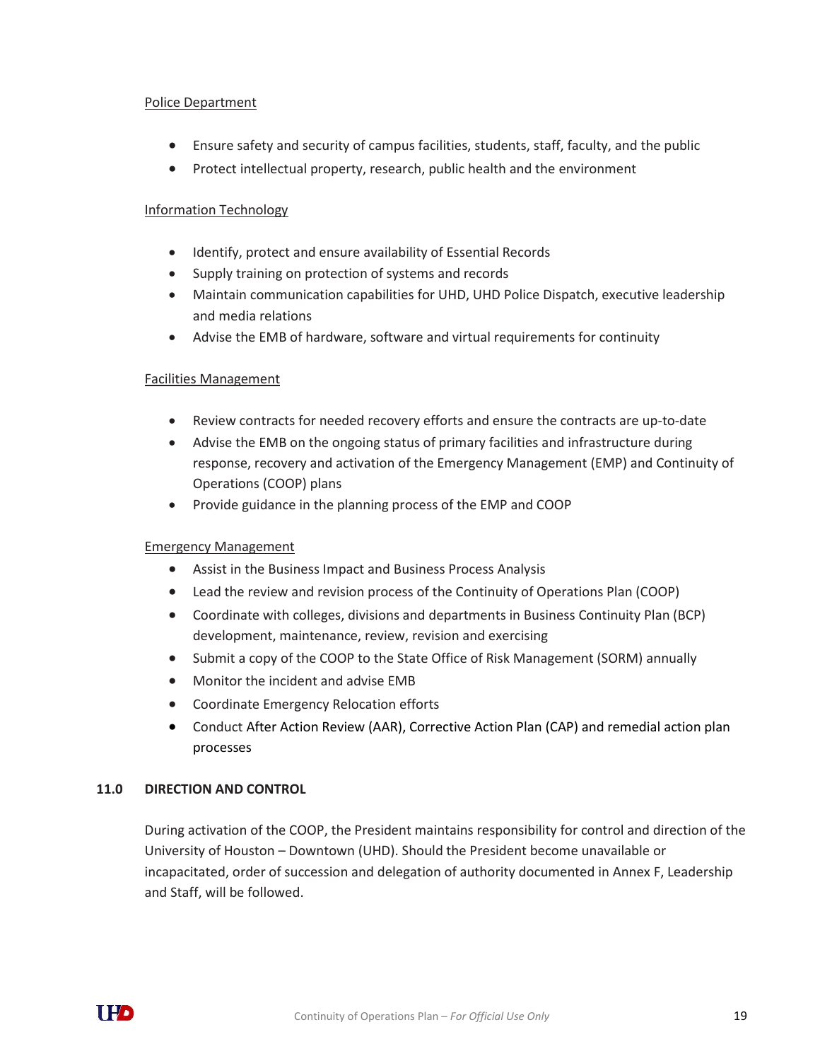Police Department

- Ensure safety and security of campus facilities, students, staff, faculty, and the public
- Protect intellectual property, research, public health and the environment

Information Technology

- Identify, protect and ensure availability of Essential Records
- Supply training on protection of systems and records
- Maintain communication capabilities for UHD, UHD Police Dispatch, executive leadership and media relations
- Advise the EMB of hardware, software and virtual requirements for continuity

Facilities Management

- Review contracts for needed recovery efforts and ensure the contracts are up-to-date
- Advise the EMB on the ongoing status of primary facilities and infrastructure during response, recovery and activation of the Emergency Management (EMP) and Continuity of Operations (COOP) plans
- Provide guidance in the planning process of the EMP and COOP

Emergency Management

- Assist in the Business Impact and Business Process Analysis
- Lead the review and revision process of the Continuity of Operations Plan (COOP)
- Coordinate with colleges, divisions and departments in Business Continuity Plan (BCP) development, maintenance, review, revision and exercising
- Submit a copy of the COOP to the State Office of Risk Management (SORM) annually
- Monitor the incident and advise EMB
- Coordinate Emergency Relocation efforts
- Conduct After Action Review (AAR), Corrective Action Plan (CAP) and remedial action plan processes

## 11.0 DIRECTION AND CONTROL

During activation of the COOP, the President maintains responsibility for control and direction of the University of Houston – Downtown (UHD). Should the President become unavailable or incapacitated, order of succession and delegation of authority documented in Annex F, Leadership and Staff, will be followed.